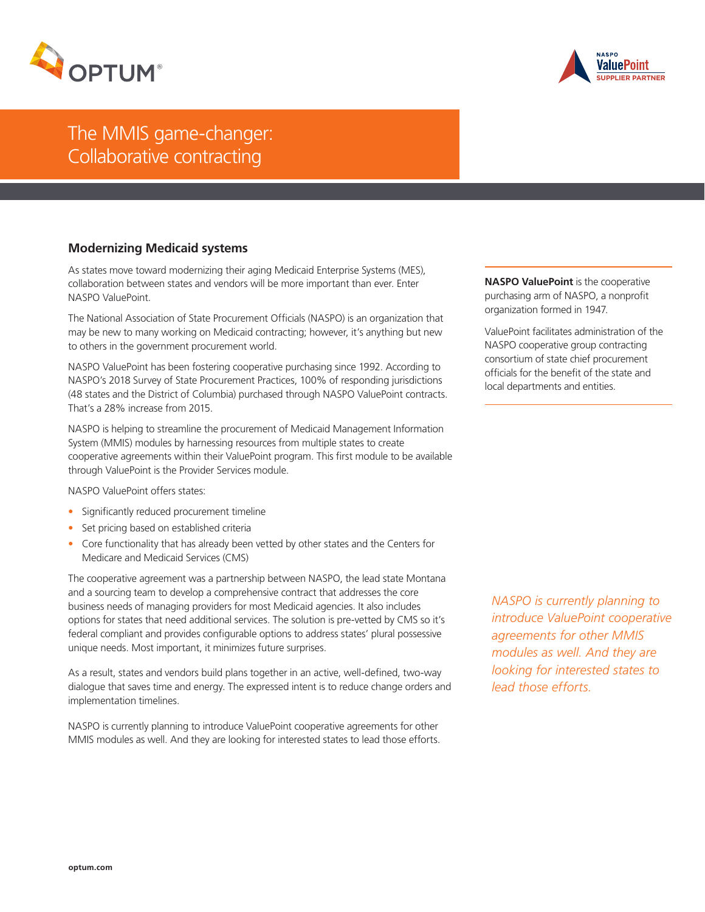# The MMIS game-changer: Collaborative contracting

## Modernizing Medicaid systems

As states move toward modernizing their aging Medicaid Enterprise Systems (MES), collaboration between states and vendors will be more important than ever. Enter NASPO ValuePoint.

The National Association of State Procurement Officials (NASPO) is an organization that may be new to many working on Medicaid contracting; however, it's anything but new to others in the government procurement world.

NASPO ValuePoint has been fostering cooperative purchasing since 1992. According to NASPO's 2018 Survey of State Procurement Practices, 100% of responding jurisdictions (48 states and the District of Columbia) purchased through NASPO ValuePoint contracts. That's a 28% increase from 2015.

NASPO is helping to streamline the procurement of Medicaid Management Information System (MMIS) modules by harnessing resources from multiple states to create cooperative agreements within their ValuePoint program. This first module to be available through ValuePoint is the Provider Services module.

NASPO ValuePoint offers states:

- Significantly reduced procurement timeline
- Set pricing based on established criteria
- Core functionality that has already been vetted by other states and the Centers for Medicare and Medicaid Services (CMS)

The cooperative agreement was a partnership between NASPO, the lead state Montana and a sourcing team to develop a comprehensive contract that addresses the core business needs of managing providers for most Medicaid agencies. It also includes options for states that need additional services. The solution is pre-vetted by CMS so it's federal compliant and provides configurable options to address states' plural possessive unique needs. Most important, it minimizes future surprises.

As a result, states and vendors build plans together in an active, well-defined, two-way dialogue that saves time and energy. The expressed intent is to reduce change orders and implementation timelines.

NASPO is currently planning to introduce ValuePoint cooperative agreements for other MMIS modules as well. And they are looking for interested states to lead those efforts.

**NASPO ValuePoint** is the cooperative purchasing arm of NASPO, a nonprofit organization formed in 1947.

ValuePoint facilitates administration of the NASPO cooperative group contracting consortium of state chief procurement officials for the benefit of the state and local departments and entities.

*NASPO is currently planning to introduce ValuePoint cooperative agreements for other MMIS modules as well. And they are looking for interested states to lead those efforts.*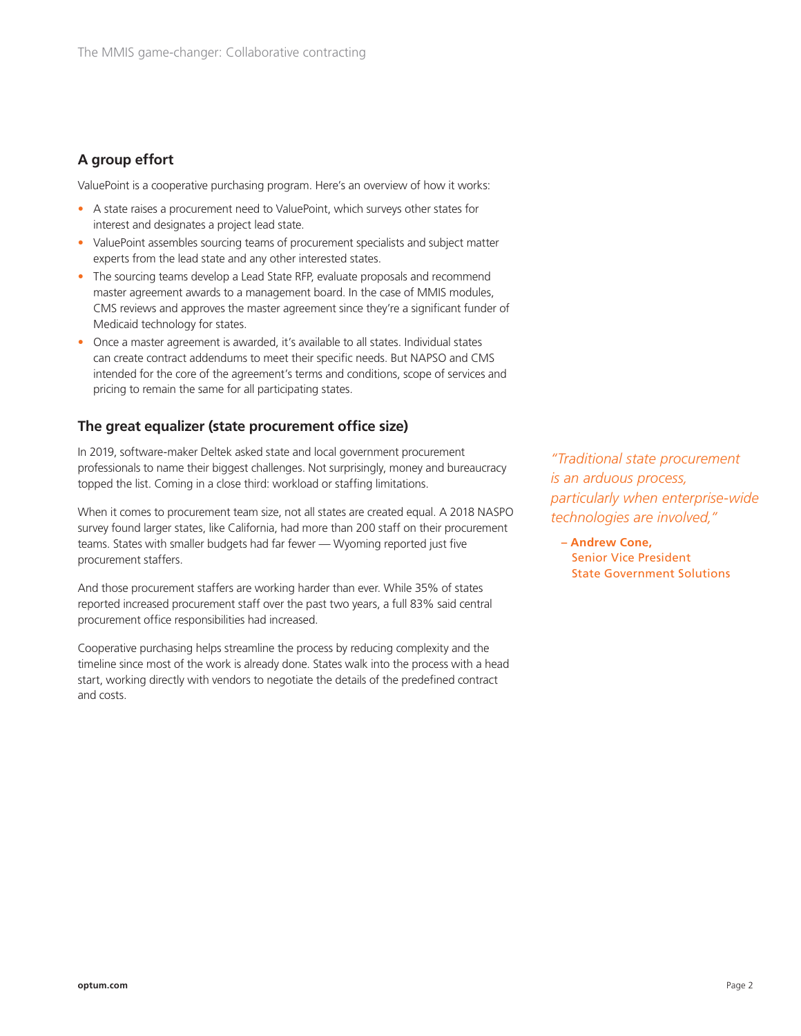## A group effort

ValuePoint is a cooperative purchasing program. Here's an overview of how it works:

- A state raises a procurement need to ValuePoint, which surveys other states for interest and designates a project lead state.
- ValuePoint assembles sourcing teams of procurement specialists and subject matter experts from the lead state and any other interested states.
- The sourcing teams develop a Lead State RFP, evaluate proposals and recommend master agreement awards to a management board. In the case of MMIS modules, CMS reviews and approves the master agreement since they're a significant funder of Medicaid technology for states.
- Once a master agreement is awarded, it's available to all states. Individual states can create contract addendums to meet their specific needs. But NAPSO and CMS intended for the core of the agreement's terms and conditions, scope of services and pricing to remain the same for all participating states.

## The great equalizer (state procurement office size)

In 2019, software-maker Deltek asked state and local government procurement professionals to name their biggest challenges. Not surprisingly, money and bureaucracy topped the list. Coming in a close third: workload or staffing limitations.

When it comes to procurement team size, not all states are created equal. A 2018 NASPO survey found larger states, like California, had more than 200 staff on their procurement teams. States with smaller budgets had far fewer — Wyoming reported just five procurement staffers.

And those procurement staffers are working harder than ever. While 35% of states reported increased procurement staff over the past two years, a full 83% said central procurement office responsibilities had increased.

Cooperative purchasing helps streamline the process by reducing complexity and the timeline since most of the work is already done. States walk into the process with a head start, working directly with vendors to negotiate the details of the predefined contract and costs.

> *"Traditional state procurement is an arduous process, particularly when enterprise-wide technologies are involved,"*
>
> **– Andrew Cone,**
> Senior Vice President
> State Government Solutions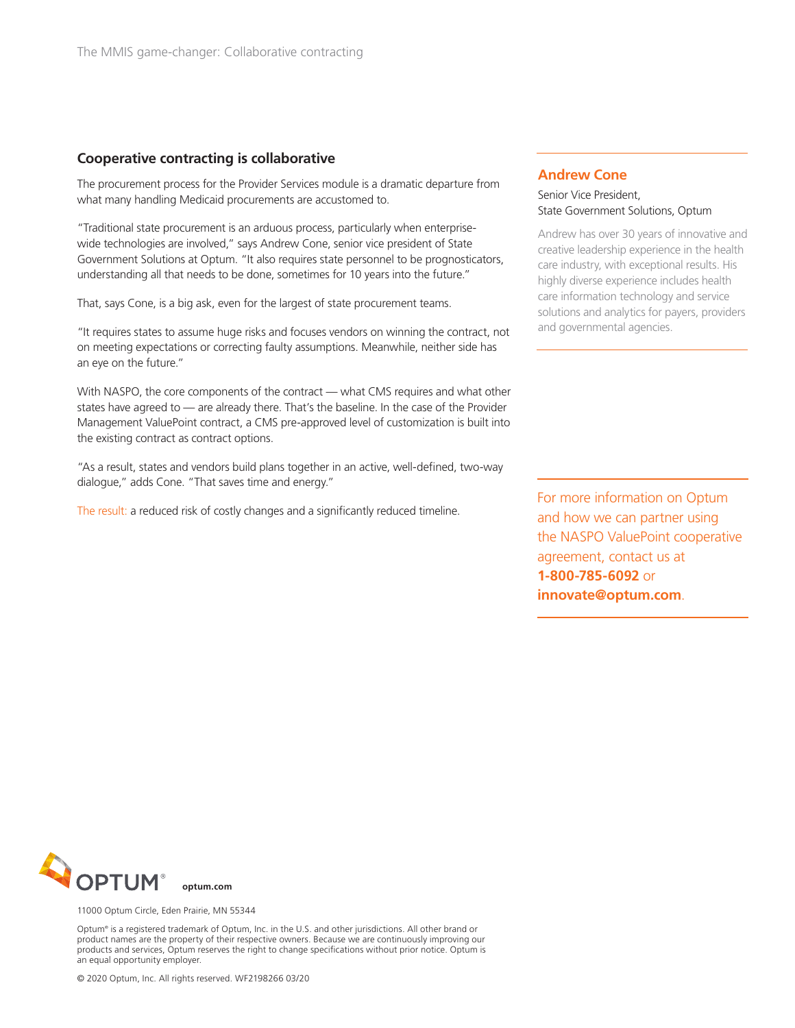## Cooperative contracting is collaborative

The procurement process for the Provider Services module is a dramatic departure from what many handling Medicaid procurements are accustomed to.

"Traditional state procurement is an arduous process, particularly when enterprise-wide technologies are involved," says Andrew Cone, senior vice president of State Government Solutions at Optum. "It also requires state personnel to be prognosticators, understanding all that needs to be done, sometimes for 10 years into the future."

That, says Cone, is a big ask, even for the largest of state procurement teams.

"It requires states to assume huge risks and focuses vendors on winning the contract, not on meeting expectations or correcting faulty assumptions. Meanwhile, neither side has an eye on the future."

With NASPO, the core components of the contract — what CMS requires and what other states have agreed to — are already there. That's the baseline. In the case of the Provider Management ValuePoint contract, a CMS pre-approved level of customization is built into the existing contract as contract options.

"As a result, states and vendors build plans together in an active, well-defined, two-way dialogue," adds Cone. "That saves time and energy."

The result: a reduced risk of costly changes and a significantly reduced timeline.

### Andrew Cone

Senior Vice President,
State Government Solutions, Optum

Andrew has over 30 years of innovative and creative leadership experience in the health care industry, with exceptional results. His highly diverse experience includes health care information technology and service solutions and analytics for payers, providers and governmental agencies.

For more information on Optum and how we can partner using the NASPO ValuePoint cooperative agreement, contact us at **1-800-785-6092** or **innovate@optum.com**.

OPTUM® **optum.com**

11000 Optum Circle, Eden Prairie, MN 55344

Optum® is a registered trademark of Optum, Inc. in the U.S. and other jurisdictions. All other brand or product names are the property of their respective owners. Because we are continuously improving our products and services, Optum reserves the right to change specifications without prior notice. Optum is an equal opportunity employer.

© 2020 Optum, Inc. All rights reserved. WF2198266 03/20